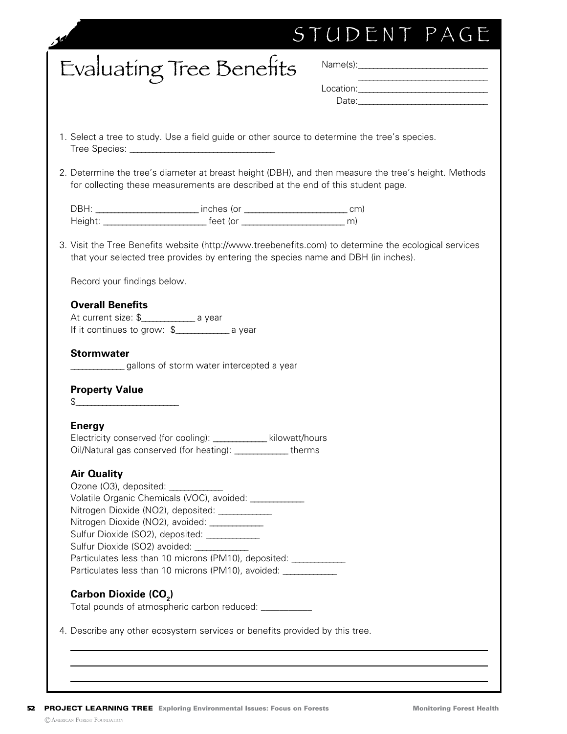STUDENT PAGE

# Evaluating Tree Benefits

Name(s):____________________________

____________________________

Location:____________________________

Date:____________________________

1. Select a tree to study. Use a field guide or other source to determine the tree's species.
   Tree Species: ________________________________

2. Determine the tree's diameter at breast height (DBH), and then measure the tree's height. Methods for collecting these measurements are described at the end of this student page.

   DBH: ______________________ inches (or ______________________ cm)
   Height: ______________________ feet (or ______________________ m)

3. Visit the Tree Benefits website (http://www.treebenefits.com) to determine the ecological services that your selected tree provides by entering the species name and DBH (in inches).

   Record your findings below.

   **Overall Benefits**
   At current size: $____________ a year
   If it continues to grow: $____________ a year

   **Stormwater**
   ____________ gallons of storm water intercepted a year

   **Property Value**
   $______________________

   **Energy**
   Electricity conserved (for cooling): ____________ kilowatt/hours
   Oil/Natural gas conserved (for heating): ____________ therms

   **Air Quality**
   Ozone (O3), deposited: ____________
   Volatile Organic Chemicals (VOC), avoided: ____________
   Nitrogen Dioxide (NO2), deposited: ____________
   Nitrogen Dioxide (NO2), avoided: ____________
   Sulfur Dioxide (SO2), deposited: ____________
   Sulfur Dioxide (SO2) avoided: ____________
   Particulates less than 10 microns (PM10), deposited: ____________
   Particulates less than 10 microns (PM10), avoided: ____________

   **Carbon Dioxide ($CO_2$)**
   Total pounds of atmospheric carbon reduced: ___________

4. Describe any other ecosystem services or benefits provided by this tree.

   ______________________________________________________________________

   ______________________________________________________________________

   ______________________________________________________________________

© American Forest Foundation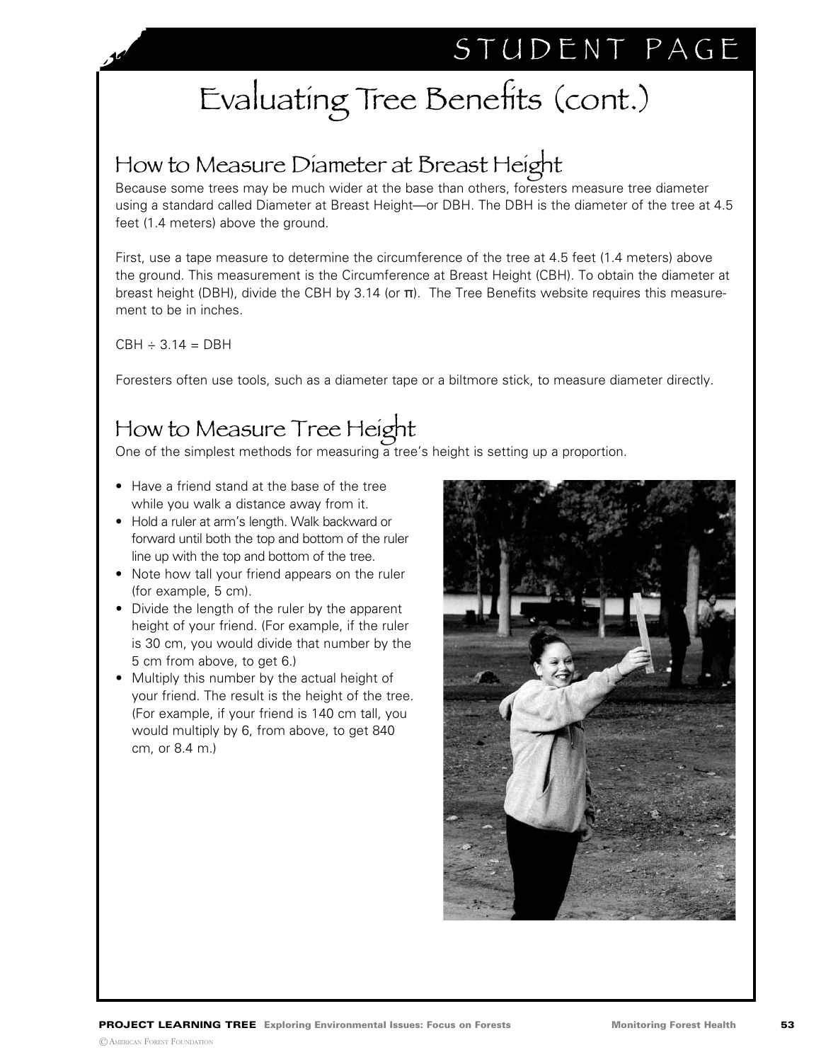# Evaluating Tree Benefits (cont.)

## How to Measure Diameter at Breast Height

Because some trees may be much wider at the base than others, foresters measure tree diameter using a standard called Diameter at Breast Height—or DBH. The DBH is the diameter of the tree at 4.5 feet (1.4 meters) above the ground.

First, use a tape measure to determine the circumference of the tree at 4.5 feet (1.4 meters) above the ground. This measurement is the Circumference at Breast Height (CBH). To obtain the diameter at breast height (DBH), divide the CBH by 3.14 (or $\pi$). The Tree Benefits website requires this measurement to be in inches.

CBH ÷ 3.14 = DBH

Foresters often use tools, such as a diameter tape or a biltmore stick, to measure diameter directly.

## How to Measure Tree Height

One of the simplest methods for measuring a tree's height is setting up a proportion.

- Have a friend stand at the base of the tree while you walk a distance away from it.
- Hold a ruler at arm's length. Walk backward or forward until both the top and bottom of the ruler line up with the top and bottom of the tree.
- Note how tall your friend appears on the ruler (for example, 5 cm).
- Divide the length of the ruler by the apparent height of your friend. (For example, if the ruler is 30 cm, you would divide that number by the 5 cm from above, to get 6.)
- Multiply this number by the actual height of your friend. The result is the height of the tree. (For example, if your friend is 140 cm tall, you would multiply by 6, from above, to get 840 cm, or 8.4 m.)